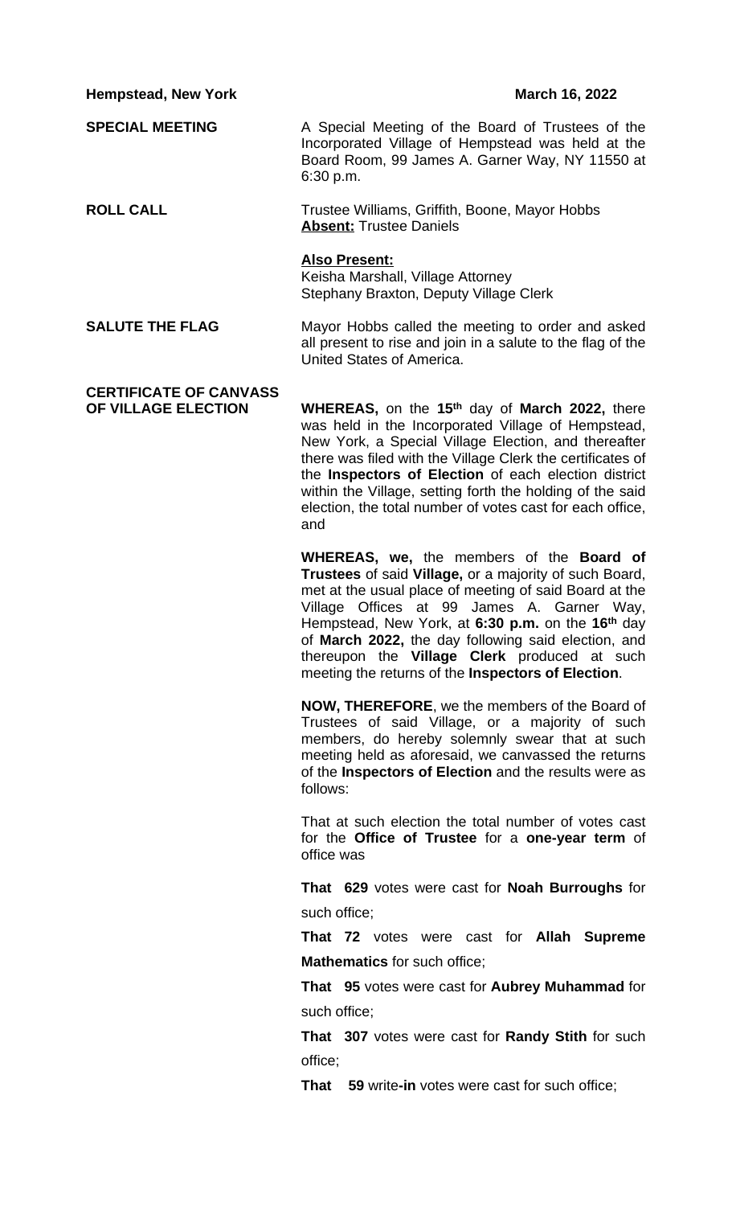**Hempstead, New York** **March 16, 2022**

**SPECIAL MEETING**

A Special Meeting of the Board of Trustees of the Incorporated Village of Hempstead was held at the Board Room, 99 James A. Garner Way, NY 11550 at 6:30 p.m.

**ROLL CALL**

Trustee Williams, Griffith, Boone, Mayor Hobbs
**Absent:** Trustee Daniels

**Also Present:**
Keisha Marshall, Village Attorney
Stephany Braxton, Deputy Village Clerk

**SALUTE THE FLAG**

Mayor Hobbs called the meeting to order and asked all present to rise and join in a salute to the flag of the United States of America.

**CERTIFICATE OF CANVASS OF VILLAGE ELECTION**

**WHEREAS,** on the **15th** day of **March 2022,** there was held in the Incorporated Village of Hempstead, New York, a Special Village Election, and thereafter there was filed with the Village Clerk the certificates of the **Inspectors of Election** of each election district within the Village, setting forth the holding of the said election, the total number of votes cast for each office, and

**WHEREAS, we,** the members of the **Board of Trustees** of said **Village,** or a majority of such Board, met at the usual place of meeting of said Board at the Village Offices at 99 James A. Garner Way, Hempstead, New York, at **6:30 p.m.** on the **16th** day of **March 2022,** the day following said election, and thereupon the **Village Clerk** produced at such meeting the returns of the **Inspectors of Election**.

**NOW, THEREFORE**, we the members of the Board of Trustees of said Village, or a majority of such members, do hereby solemnly swear that at such meeting held as aforesaid, we canvassed the returns of the **Inspectors of Election** and the results were as follows:

That at such election the total number of votes cast for the **Office of Trustee** for a **one-year term** of office was

**That 629** votes were cast for **Noah Burroughs** for such office;

**That 72** votes were cast for **Allah Supreme Mathematics** for such office;

**That 95** votes were cast for **Aubrey Muhammad** for such office;

**That 307** votes were cast for **Randy Stith** for such office;

**That 59** write**-in** votes were cast for such office;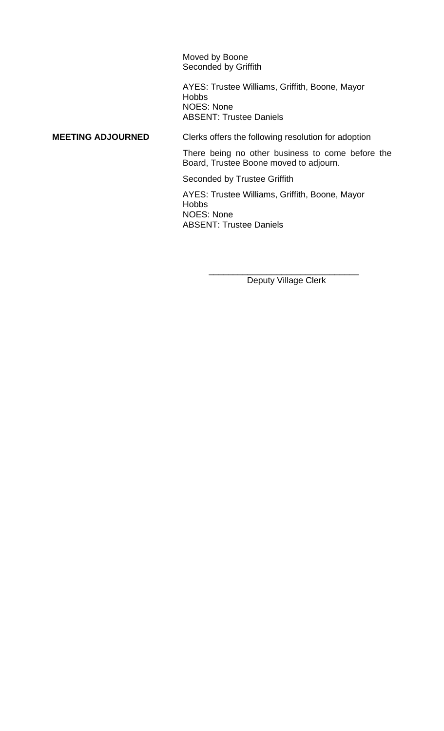Moved by Boone
Seconded by Griffith

AYES: Trustee Williams, Griffith, Boone, Mayor Hobbs
NOES: None
ABSENT: Trustee Daniels

**MEETING ADJOURNED**

Clerks offers the following resolution for adoption

There being no other business to come before the Board, Trustee Boone moved to adjourn.

Seconded by Trustee Griffith

AYES: Trustee Williams, Griffith, Boone, Mayor Hobbs
NOES: None
ABSENT: Trustee Daniels

_______________________________
Deputy Village Clerk